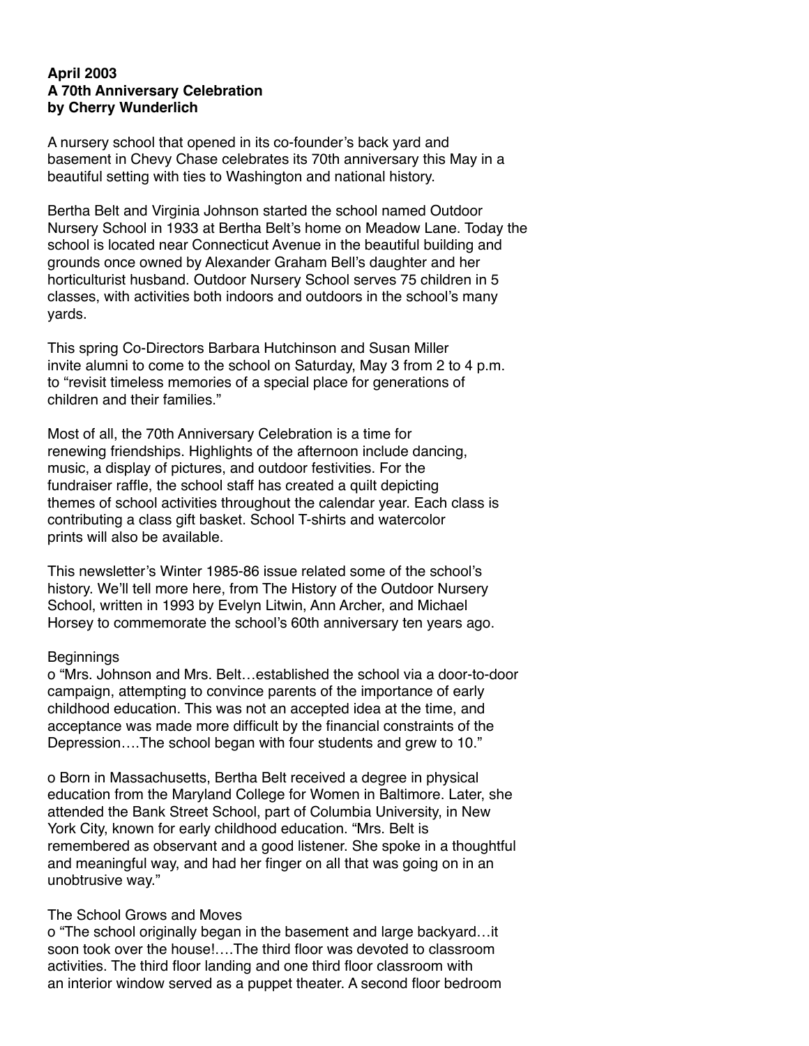**April 2003**
**A 70th Anniversary Celebration**
**by Cherry Wunderlich**

A nursery school that opened in its co-founder's back yard and basement in Chevy Chase celebrates its 70th anniversary this May in a beautiful setting with ties to Washington and national history.

Bertha Belt and Virginia Johnson started the school named Outdoor Nursery School in 1933 at Bertha Belt's home on Meadow Lane. Today the school is located near Connecticut Avenue in the beautiful building and grounds once owned by Alexander Graham Bell's daughter and her horticulturist husband. Outdoor Nursery School serves 75 children in 5 classes, with activities both indoors and outdoors in the school's many yards.

This spring Co-Directors Barbara Hutchinson and Susan Miller invite alumni to come to the school on Saturday, May 3 from 2 to 4 p.m. to "revisit timeless memories of a special place for generations of children and their families."

Most of all, the 70th Anniversary Celebration is a time for renewing friendships. Highlights of the afternoon include dancing, music, a display of pictures, and outdoor festivities. For the fundraiser raffle, the school staff has created a quilt depicting themes of school activities throughout the calendar year. Each class is contributing a class gift basket. School T-shirts and watercolor prints will also be available.

This newsletter's Winter 1985-86 issue related some of the school's history. We'll tell more here, from The History of the Outdoor Nursery School, written in 1993 by Evelyn Litwin, Ann Archer, and Michael Horsey to commemorate the school's 60th anniversary ten years ago.

Beginnings

o "Mrs. Johnson and Mrs. Belt…established the school via a door-to-door campaign, attempting to convince parents of the importance of early childhood education. This was not an accepted idea at the time, and acceptance was made more difficult by the financial constraints of the Depression….The school began with four students and grew to 10."

o Born in Massachusetts, Bertha Belt received a degree in physical education from the Maryland College for Women in Baltimore. Later, she attended the Bank Street School, part of Columbia University, in New York City, known for early childhood education. "Mrs. Belt is remembered as observant and a good listener. She spoke in a thoughtful and meaningful way, and had her finger on all that was going on in an unobtrusive way."

The School Grows and Moves

o "The school originally began in the basement and large backyard…it soon took over the house!….The third floor was devoted to classroom activities. The third floor landing and one third floor classroom with an interior window served as a puppet theater. A second floor bedroom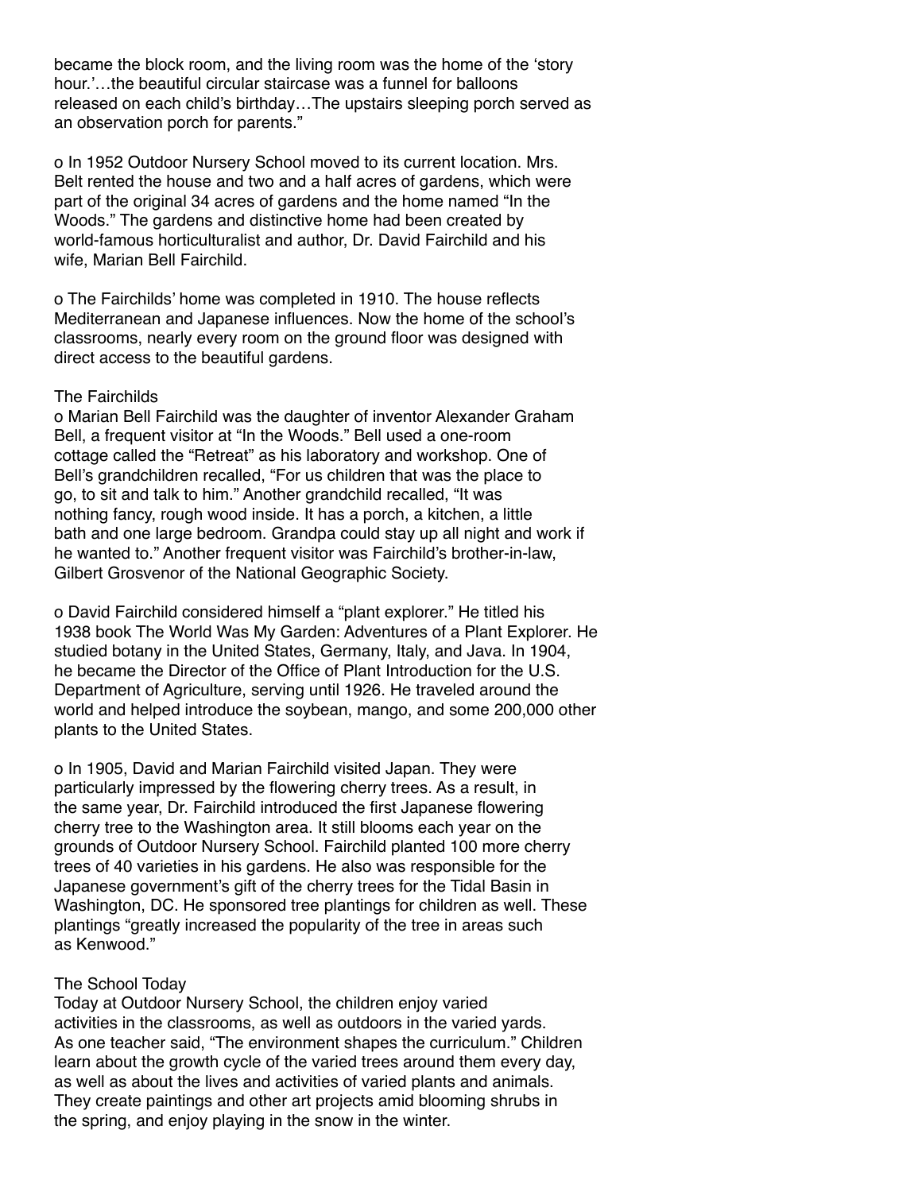became the block room, and the living room was the home of the 'story hour.'…the beautiful circular staircase was a funnel for balloons released on each child's birthday…The upstairs sleeping porch served as an observation porch for parents."

- In 1952 Outdoor Nursery School moved to its current location. Mrs. Belt rented the house and two and a half acres of gardens, which were part of the original 34 acres of gardens and the home named "In the Woods." The gardens and distinctive home had been created by world-famous horticulturalist and author, Dr. David Fairchild and his wife, Marian Bell Fairchild.

- The Fairchilds' home was completed in 1910. The house reflects Mediterranean and Japanese influences. Now the home of the school's classrooms, nearly every room on the ground floor was designed with direct access to the beautiful gardens.

## The Fairchilds

- Marian Bell Fairchild was the daughter of inventor Alexander Graham Bell, a frequent visitor at "In the Woods." Bell used a one-room cottage called the "Retreat" as his laboratory and workshop. One of Bell's grandchildren recalled, "For us children that was the place to go, to sit and talk to him." Another grandchild recalled, "It was nothing fancy, rough wood inside. It has a porch, a kitchen, a little bath and one large bedroom. Grandpa could stay up all night and work if he wanted to." Another frequent visitor was Fairchild's brother-in-law, Gilbert Grosvenor of the National Geographic Society.

- David Fairchild considered himself a "plant explorer." He titled his 1938 book The World Was My Garden: Adventures of a Plant Explorer. He studied botany in the United States, Germany, Italy, and Java. In 1904, he became the Director of the Office of Plant Introduction for the U.S. Department of Agriculture, serving until 1926. He traveled around the world and helped introduce the soybean, mango, and some 200,000 other plants to the United States.

- In 1905, David and Marian Fairchild visited Japan. They were particularly impressed by the flowering cherry trees. As a result, in the same year, Dr. Fairchild introduced the first Japanese flowering cherry tree to the Washington area. It still blooms each year on the grounds of Outdoor Nursery School. Fairchild planted 100 more cherry trees of 40 varieties in his gardens. He also was responsible for the Japanese government's gift of the cherry trees for the Tidal Basin in Washington, DC. He sponsored tree plantings for children as well. These plantings "greatly increased the popularity of the tree in areas such as Kenwood."

## The School Today

Today at Outdoor Nursery School, the children enjoy varied activities in the classrooms, as well as outdoors in the varied yards. As one teacher said, "The environment shapes the curriculum." Children learn about the growth cycle of the varied trees around them every day, as well as about the lives and activities of varied plants and animals. They create paintings and other art projects amid blooming shrubs in the spring, and enjoy playing in the snow in the winter.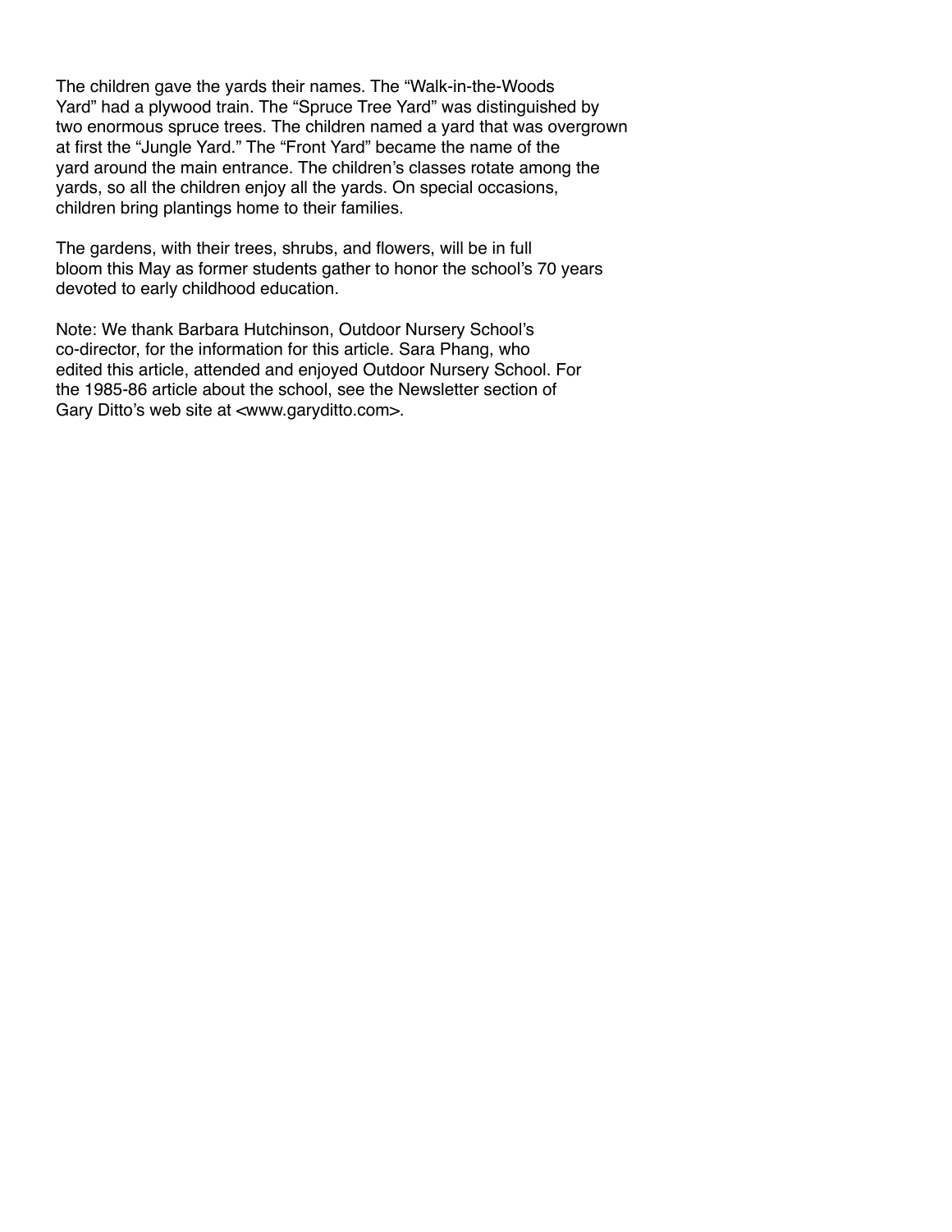The children gave the yards their names. The "Walk-in-the-Woods Yard" had a plywood train. The "Spruce Tree Yard" was distinguished by two enormous spruce trees. The children named a yard that was overgrown at first the "Jungle Yard." The "Front Yard" became the name of the yard around the main entrance. The children's classes rotate among the yards, so all the children enjoy all the yards. On special occasions, children bring plantings home to their families.

The gardens, with their trees, shrubs, and flowers, will be in full bloom this May as former students gather to honor the school's 70 years devoted to early childhood education.

Note: We thank Barbara Hutchinson, Outdoor Nursery School's co-director, for the information for this article. Sara Phang, who edited this article, attended and enjoyed Outdoor Nursery School. For the 1985-86 article about the school, see the Newsletter section of Gary Ditto's web site at <www.garyditto.com>.